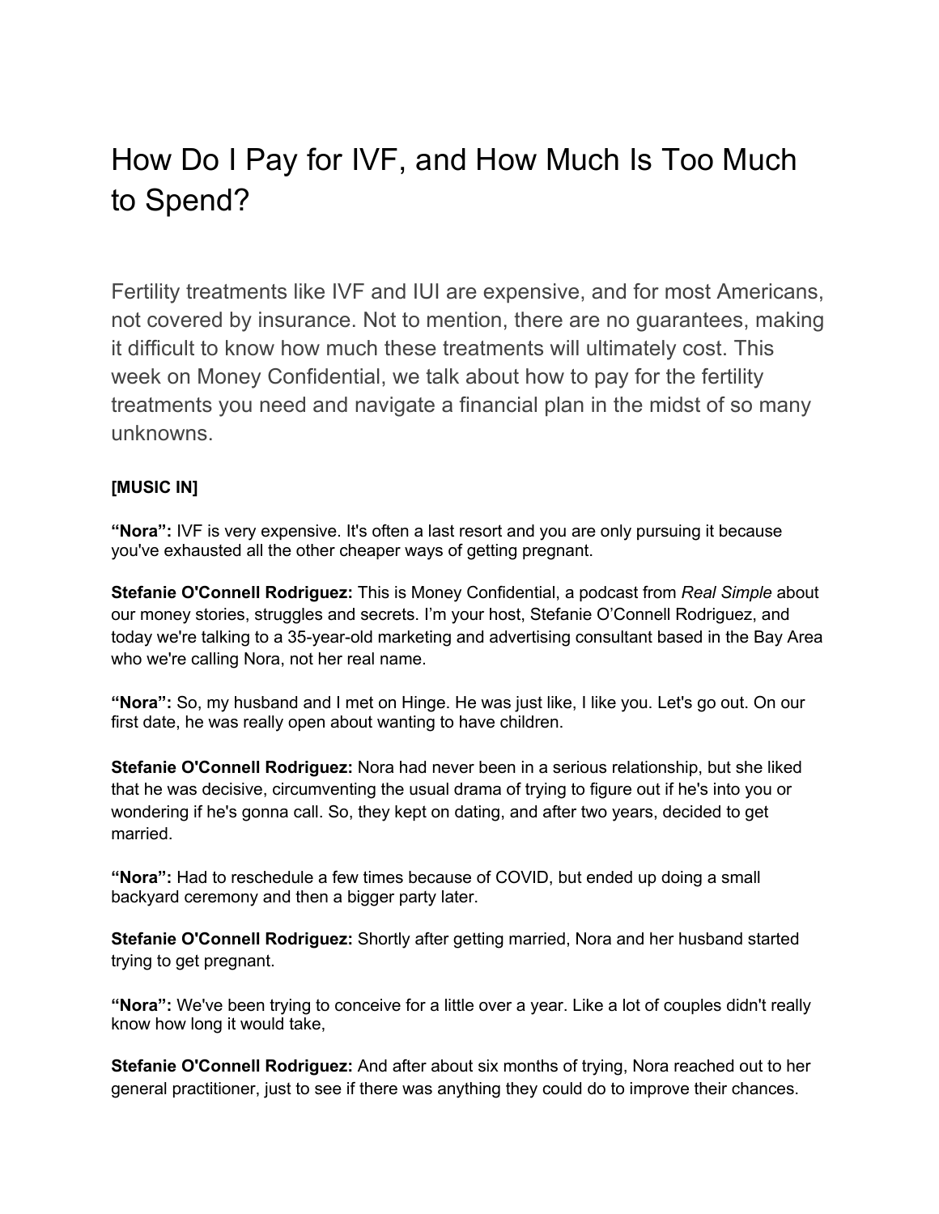# How Do I Pay for IVF, and How Much Is Too Much to Spend?

Fertility treatments like IVF and IUI are expensive, and for most Americans, not covered by insurance. Not to mention, there are no guarantees, making it difficult to know how much these treatments will ultimately cost. This week on Money Confidential, we talk about how to pay for the fertility treatments you need and navigate a financial plan in the midst of so many unknowns.

**[MUSIC IN]**

**"Nora":** IVF is very expensive. It's often a last resort and you are only pursuing it because you've exhausted all the other cheaper ways of getting pregnant.

**Stefanie O'Connell Rodriguez:** This is Money Confidential, a podcast from *Real Simple* about our money stories, struggles and secrets. I'm your host, Stefanie O'Connell Rodriguez, and today we're talking to a 35-year-old marketing and advertising consultant based in the Bay Area who we're calling Nora, not her real name.

**"Nora":** So, my husband and I met on Hinge. He was just like, I like you. Let's go out. On our first date, he was really open about wanting to have children.

**Stefanie O'Connell Rodriguez:** Nora had never been in a serious relationship, but she liked that he was decisive, circumventing the usual drama of trying to figure out if he's into you or wondering if he's gonna call. So, they kept on dating, and after two years, decided to get married.

**"Nora":** Had to reschedule a few times because of COVID, but ended up doing a small backyard ceremony and then a bigger party later.

**Stefanie O'Connell Rodriguez:** Shortly after getting married, Nora and her husband started trying to get pregnant.

**"Nora":** We've been trying to conceive for a little over a year. Like a lot of couples didn't really know how long it would take,

**Stefanie O'Connell Rodriguez:** And after about six months of trying, Nora reached out to her general practitioner, just to see if there was anything they could do to improve their chances.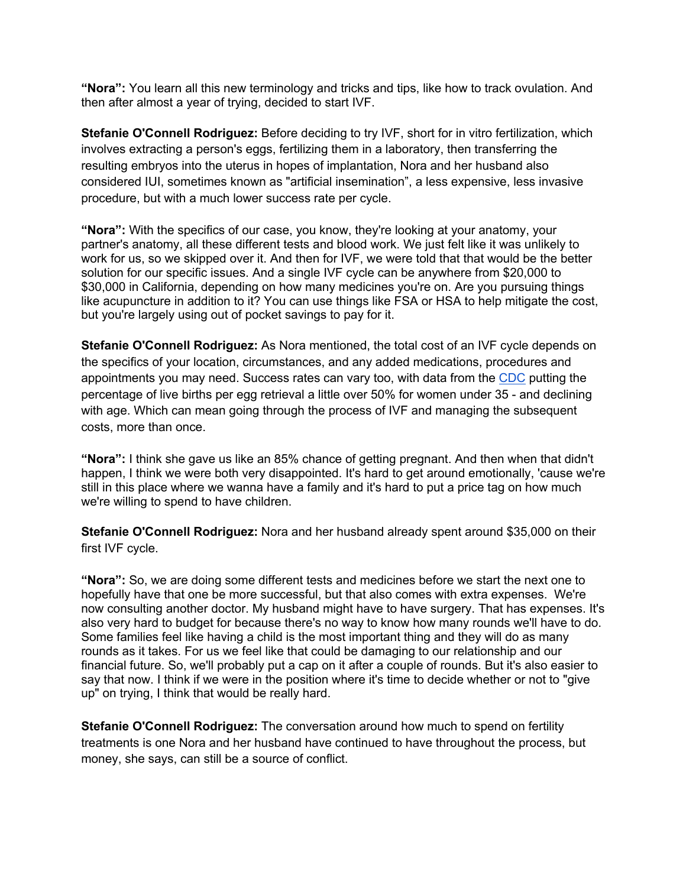**"Nora":** You learn all this new terminology and tricks and tips, like how to track ovulation. And then after almost a year of trying, decided to start IVF.

**Stefanie O'Connell Rodriguez:** Before deciding to try IVF, short for in vitro fertilization, which involves extracting a person's eggs, fertilizing them in a laboratory, then transferring the resulting embryos into the uterus in hopes of implantation, Nora and her husband also considered IUI, sometimes known as "artificial insemination", a less expensive, less invasive procedure, but with a much lower success rate per cycle.

**"Nora":** With the specifics of our case, you know, they're looking at your anatomy, your partner's anatomy, all these different tests and blood work. We just felt like it was unlikely to work for us, so we skipped over it. And then for IVF, we were told that that would be the better solution for our specific issues. And a single IVF cycle can be anywhere from $20,000 to $30,000 in California, depending on how many medicines you're on. Are you pursuing things like acupuncture in addition to it? You can use things like FSA or HSA to help mitigate the cost, but you're largely using out of pocket savings to pay for it.

**Stefanie O'Connell Rodriguez:** As Nora mentioned, the total cost of an IVF cycle depends on the specifics of your location, circumstances, and any added medications, procedures and appointments you may need. Success rates can vary too, with data from the CDC putting the percentage of live births per egg retrieval a little over 50% for women under 35 - and declining with age. Which can mean going through the process of IVF and managing the subsequent costs, more than once.

**"Nora":** I think she gave us like an 85% chance of getting pregnant. And then when that didn't happen, I think we were both very disappointed. It's hard to get around emotionally, 'cause we're still in this place where we wanna have a family and it's hard to put a price tag on how much we're willing to spend to have children.

**Stefanie O'Connell Rodriguez:** Nora and her husband already spent around $35,000 on their first IVF cycle.

**"Nora":** So, we are doing some different tests and medicines before we start the next one to hopefully have that one be more successful, but that also comes with extra expenses. We're now consulting another doctor. My husband might have to have surgery. That has expenses. It's also very hard to budget for because there's no way to know how many rounds we'll have to do. Some families feel like having a child is the most important thing and they will do as many rounds as it takes. For us we feel like that could be damaging to our relationship and our financial future. So, we'll probably put a cap on it after a couple of rounds. But it's also easier to say that now. I think if we were in the position where it's time to decide whether or not to "give up" on trying, I think that would be really hard.

**Stefanie O'Connell Rodriguez:** The conversation around how much to spend on fertility treatments is one Nora and her husband have continued to have throughout the process, but money, she says, can still be a source of conflict.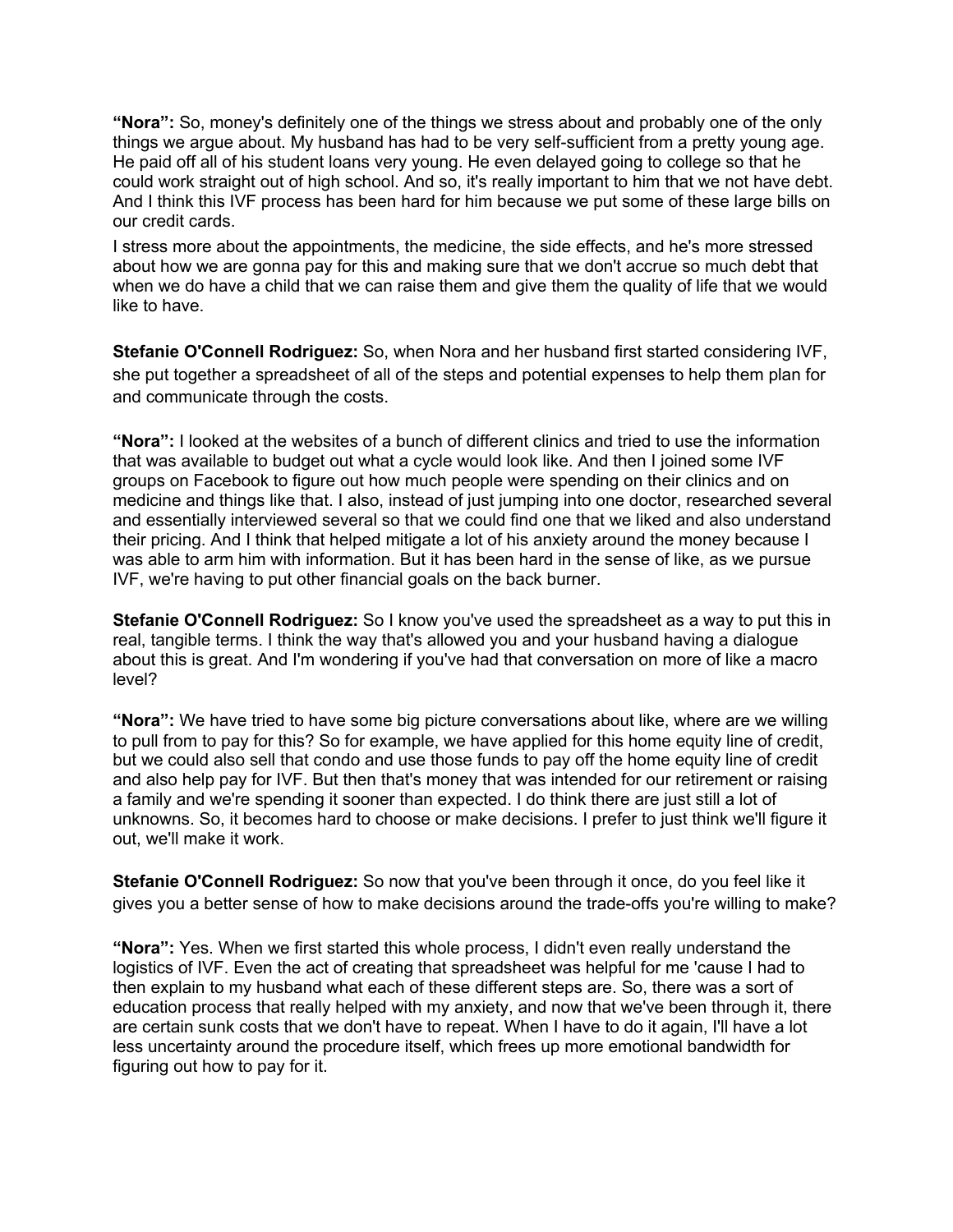**"Nora":** So, money's definitely one of the things we stress about and probably one of the only things we argue about. My husband has had to be very self-sufficient from a pretty young age. He paid off all of his student loans very young. He even delayed going to college so that he could work straight out of high school. And so, it's really important to him that we not have debt. And I think this IVF process has been hard for him because we put some of these large bills on our credit cards.

I stress more about the appointments, the medicine, the side effects, and he's more stressed about how we are gonna pay for this and making sure that we don't accrue so much debt that when we do have a child that we can raise them and give them the quality of life that we would like to have.

**Stefanie O'Connell Rodriguez:** So, when Nora and her husband first started considering IVF, she put together a spreadsheet of all of the steps and potential expenses to help them plan for and communicate through the costs.

**"Nora":** I looked at the websites of a bunch of different clinics and tried to use the information that was available to budget out what a cycle would look like. And then I joined some IVF groups on Facebook to figure out how much people were spending on their clinics and on medicine and things like that. I also, instead of just jumping into one doctor, researched several and essentially interviewed several so that we could find one that we liked and also understand their pricing. And I think that helped mitigate a lot of his anxiety around the money because I was able to arm him with information. But it has been hard in the sense of like, as we pursue IVF, we're having to put other financial goals on the back burner.

**Stefanie O'Connell Rodriguez:** So I know you've used the spreadsheet as a way to put this in real, tangible terms. I think the way that's allowed you and your husband having a dialogue about this is great. And I'm wondering if you've had that conversation on more of like a macro level?

**"Nora":** We have tried to have some big picture conversations about like, where are we willing to pull from to pay for this? So for example, we have applied for this home equity line of credit, but we could also sell that condo and use those funds to pay off the home equity line of credit and also help pay for IVF. But then that's money that was intended for our retirement or raising a family and we're spending it sooner than expected. I do think there are just still a lot of unknowns. So, it becomes hard to choose or make decisions. I prefer to just think we'll figure it out, we'll make it work.

**Stefanie O'Connell Rodriguez:** So now that you've been through it once, do you feel like it gives you a better sense of how to make decisions around the trade-offs you're willing to make?

**"Nora":** Yes. When we first started this whole process, I didn't even really understand the logistics of IVF. Even the act of creating that spreadsheet was helpful for me 'cause I had to then explain to my husband what each of these different steps are. So, there was a sort of education process that really helped with my anxiety, and now that we've been through it, there are certain sunk costs that we don't have to repeat. When I have to do it again, I'll have a lot less uncertainty around the procedure itself, which frees up more emotional bandwidth for figuring out how to pay for it.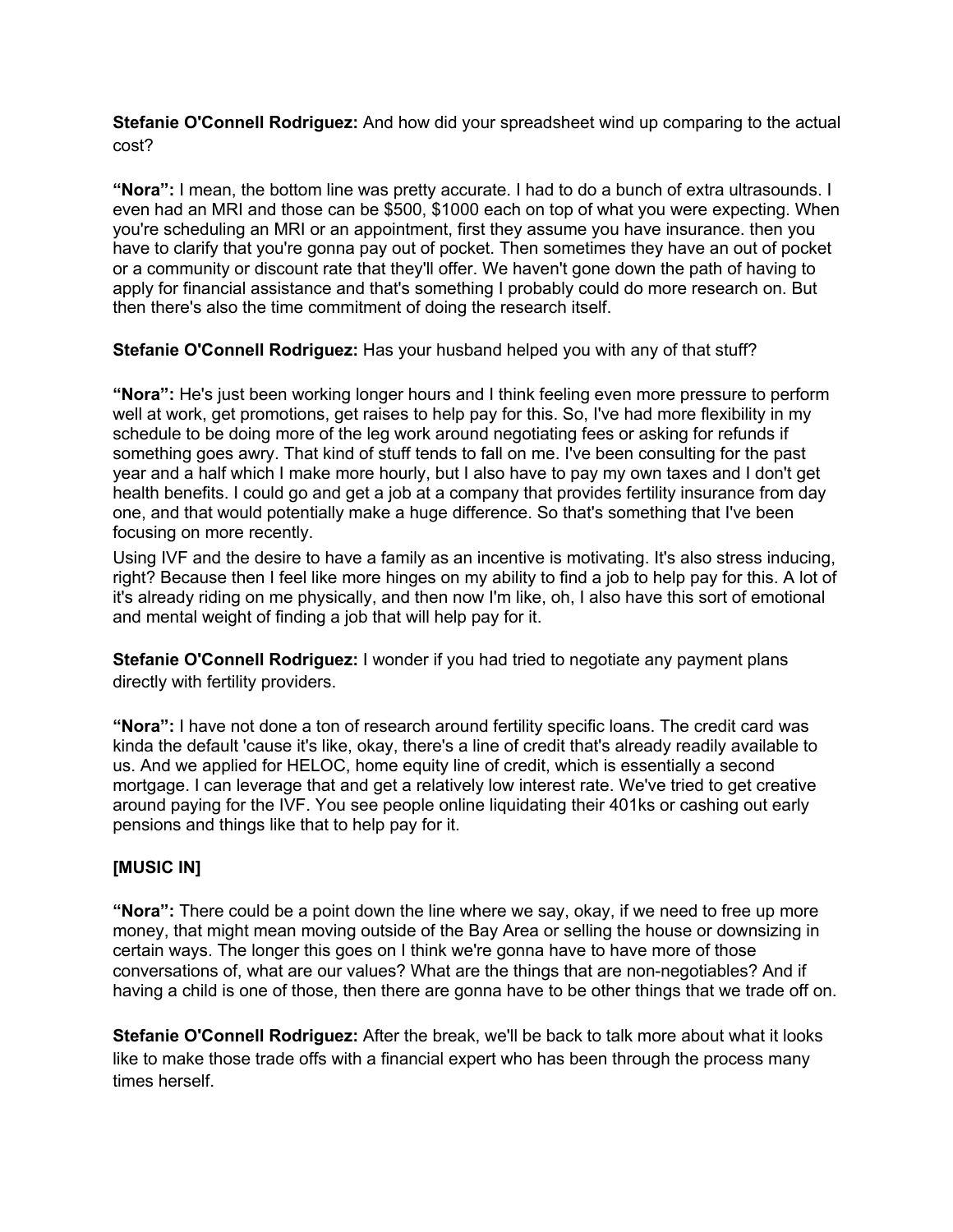**Stefanie O'Connell Rodriguez:** And how did your spreadsheet wind up comparing to the actual cost?

**"Nora":** I mean, the bottom line was pretty accurate. I had to do a bunch of extra ultrasounds. I even had an MRI and those can be $500, $1000 each on top of what you were expecting. When you're scheduling an MRI or an appointment, first they assume you have insurance. then you have to clarify that you're gonna pay out of pocket. Then sometimes they have an out of pocket or a community or discount rate that they'll offer. We haven't gone down the path of having to apply for financial assistance and that's something I probably could do more research on. But then there's also the time commitment of doing the research itself.

**Stefanie O'Connell Rodriguez:** Has your husband helped you with any of that stuff?

**"Nora":** He's just been working longer hours and I think feeling even more pressure to perform well at work, get promotions, get raises to help pay for this. So, I've had more flexibility in my schedule to be doing more of the leg work around negotiating fees or asking for refunds if something goes awry. That kind of stuff tends to fall on me. I've been consulting for the past year and a half which I make more hourly, but I also have to pay my own taxes and I don't get health benefits. I could go and get a job at a company that provides fertility insurance from day one, and that would potentially make a huge difference. So that's something that I've been focusing on more recently.
Using IVF and the desire to have a family as an incentive is motivating. It's also stress inducing, right? Because then I feel like more hinges on my ability to find a job to help pay for this. A lot of it's already riding on me physically, and then now I'm like, oh, I also have this sort of emotional and mental weight of finding a job that will help pay for it.

**Stefanie O'Connell Rodriguez:** I wonder if you had tried to negotiate any payment plans directly with fertility providers.

**"Nora":** I have not done a ton of research around fertility specific loans. The credit card was kinda the default 'cause it's like, okay, there's a line of credit that's already readily available to us. And we applied for HELOC, home equity line of credit, which is essentially a second mortgage. I can leverage that and get a relatively low interest rate. We've tried to get creative around paying for the IVF. You see people online liquidating their 401ks or cashing out early pensions and things like that to help pay for it.

**[MUSIC IN]**

**"Nora":** There could be a point down the line where we say, okay, if we need to free up more money, that might mean moving outside of the Bay Area or selling the house or downsizing in certain ways. The longer this goes on I think we're gonna have to have more of those conversations of, what are our values? What are the things that are non-negotiables? And if having a child is one of those, then there are gonna have to be other things that we trade off on.

**Stefanie O'Connell Rodriguez:** After the break, we'll be back to talk more about what it looks like to make those trade offs with a financial expert who has been through the process many times herself.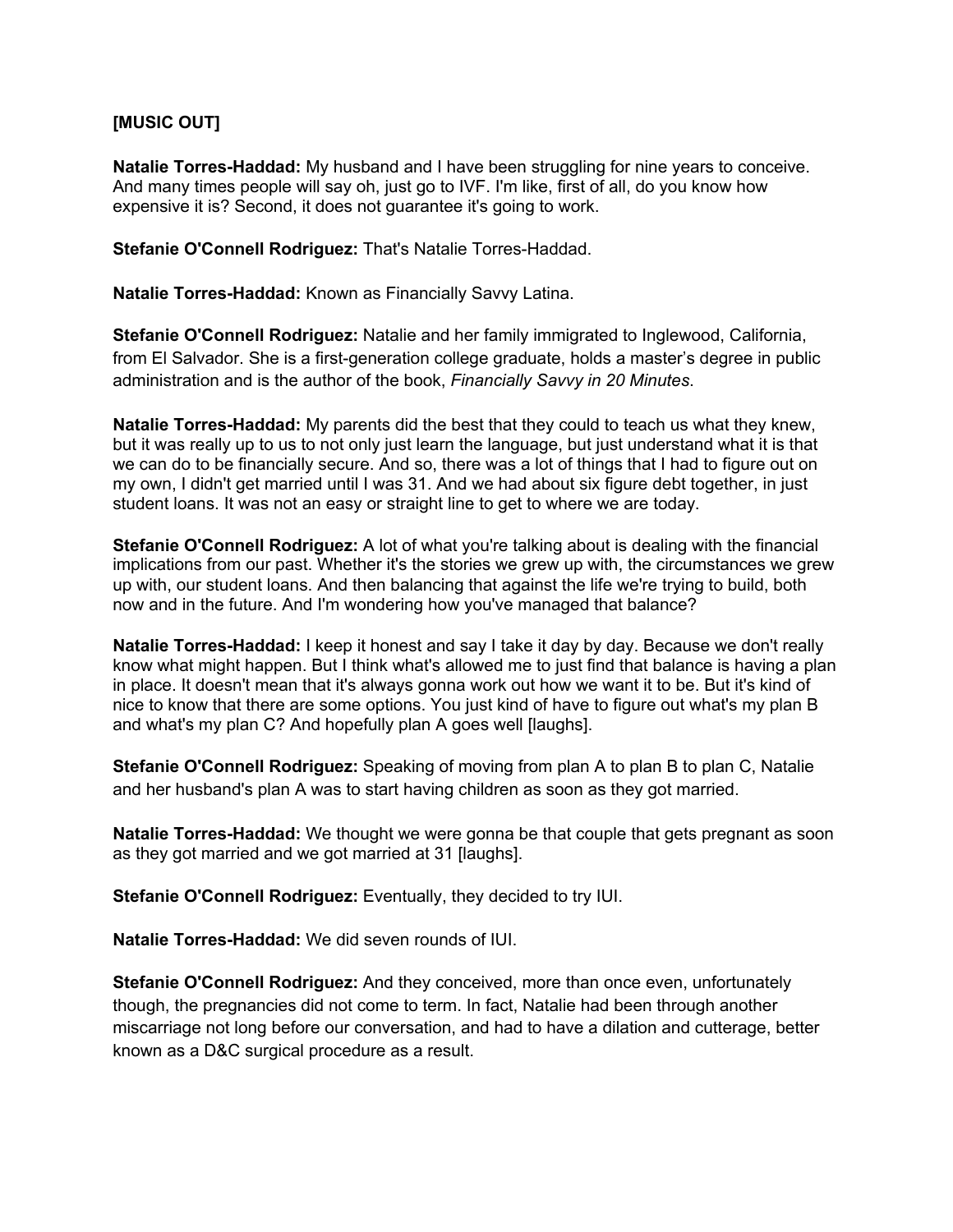**[MUSIC OUT]**

**Natalie Torres-Haddad:** My husband and I have been struggling for nine years to conceive. And many times people will say oh, just go to IVF. I'm like, first of all, do you know how expensive it is? Second, it does not guarantee it's going to work.

**Stefanie O'Connell Rodriguez:** That's Natalie Torres-Haddad.

**Natalie Torres-Haddad:** Known as Financially Savvy Latina.

**Stefanie O'Connell Rodriguez:** Natalie and her family immigrated to Inglewood, California, from El Salvador. She is a first-generation college graduate, holds a master's degree in public administration and is the author of the book, *Financially Savvy in 20 Minutes*.

**Natalie Torres-Haddad:** My parents did the best that they could to teach us what they knew, but it was really up to us to not only just learn the language, but just understand what it is that we can do to be financially secure. And so, there was a lot of things that I had to figure out on my own, I didn't get married until I was 31. And we had about six figure debt together, in just student loans. It was not an easy or straight line to get to where we are today.

**Stefanie O'Connell Rodriguez:** A lot of what you're talking about is dealing with the financial implications from our past. Whether it's the stories we grew up with, the circumstances we grew up with, our student loans. And then balancing that against the life we're trying to build, both now and in the future. And I'm wondering how you've managed that balance?

**Natalie Torres-Haddad:** I keep it honest and say I take it day by day. Because we don't really know what might happen. But I think what's allowed me to just find that balance is having a plan in place. It doesn't mean that it's always gonna work out how we want it to be. But it's kind of nice to know that there are some options. You just kind of have to figure out what's my plan B and what's my plan C? And hopefully plan A goes well [laughs].

**Stefanie O'Connell Rodriguez:** Speaking of moving from plan A to plan B to plan C, Natalie and her husband's plan A was to start having children as soon as they got married.

**Natalie Torres-Haddad:** We thought we were gonna be that couple that gets pregnant as soon as they got married and we got married at 31 [laughs].

**Stefanie O'Connell Rodriguez:** Eventually, they decided to try IUI.

**Natalie Torres-Haddad:** We did seven rounds of IUI.

**Stefanie O'Connell Rodriguez:** And they conceived, more than once even, unfortunately though, the pregnancies did not come to term. In fact, Natalie had been through another miscarriage not long before our conversation, and had to have a dilation and cutterage, better known as a D&C surgical procedure as a result.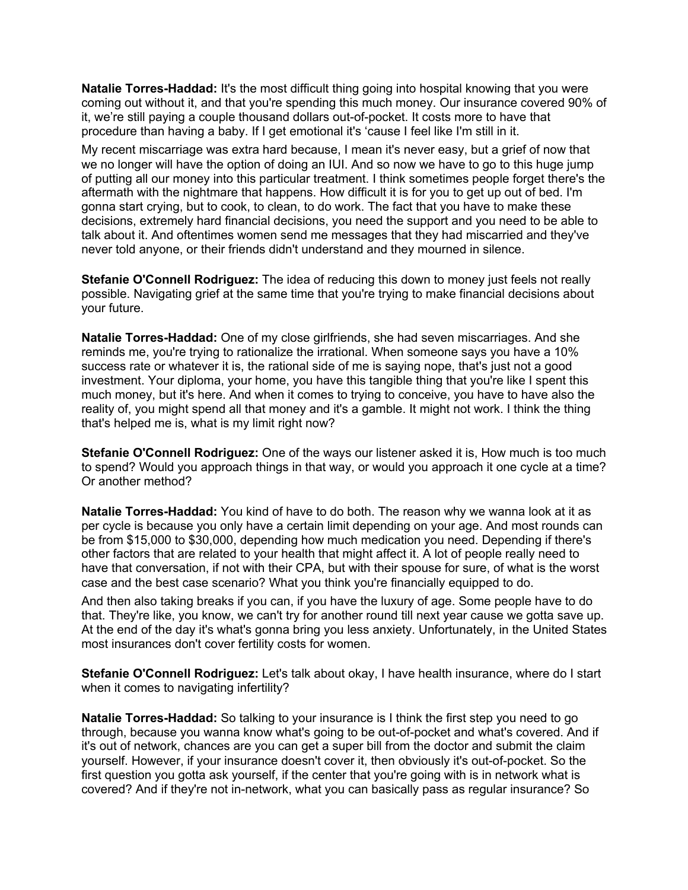**Natalie Torres-Haddad:** It's the most difficult thing going into hospital knowing that you were coming out without it, and that you're spending this much money. Our insurance covered 90% of it, we're still paying a couple thousand dollars out-of-pocket. It costs more to have that procedure than having a baby. If I get emotional it's 'cause I feel like I'm still in it.

My recent miscarriage was extra hard because, I mean it's never easy, but a grief of now that we no longer will have the option of doing an IUI. And so now we have to go to this huge jump of putting all our money into this particular treatment. I think sometimes people forget there's the aftermath with the nightmare that happens. How difficult it is for you to get up out of bed. I'm gonna start crying, but to cook, to clean, to do work. The fact that you have to make these decisions, extremely hard financial decisions, you need the support and you need to be able to talk about it. And oftentimes women send me messages that they had miscarried and they've never told anyone, or their friends didn't understand and they mourned in silence.

**Stefanie O'Connell Rodriguez:** The idea of reducing this down to money just feels not really possible. Navigating grief at the same time that you're trying to make financial decisions about your future.

**Natalie Torres-Haddad:** One of my close girlfriends, she had seven miscarriages. And she reminds me, you're trying to rationalize the irrational. When someone says you have a 10% success rate or whatever it is, the rational side of me is saying nope, that's just not a good investment. Your diploma, your home, you have this tangible thing that you're like I spent this much money, but it's here. And when it comes to trying to conceive, you have to have also the reality of, you might spend all that money and it's a gamble. It might not work. I think the thing that's helped me is, what is my limit right now?

**Stefanie O'Connell Rodriguez:** One of the ways our listener asked it is, How much is too much to spend? Would you approach things in that way, or would you approach it one cycle at a time? Or another method?

**Natalie Torres-Haddad:** You kind of have to do both. The reason why we wanna look at it as per cycle is because you only have a certain limit depending on your age. And most rounds can be from $15,000 to $30,000, depending how much medication you need. Depending if there's other factors that are related to your health that might affect it. A lot of people really need to have that conversation, if not with their CPA, but with their spouse for sure, of what is the worst case and the best case scenario? What you think you're financially equipped to do.

And then also taking breaks if you can, if you have the luxury of age. Some people have to do that. They're like, you know, we can't try for another round till next year cause we gotta save up. At the end of the day it's what's gonna bring you less anxiety. Unfortunately, in the United States most insurances don't cover fertility costs for women.

**Stefanie O'Connell Rodriguez:** Let's talk about okay, I have health insurance, where do I start when it comes to navigating infertility?

**Natalie Torres-Haddad:** So talking to your insurance is I think the first step you need to go through, because you wanna know what's going to be out-of-pocket and what's covered. And if it's out of network, chances are you can get a super bill from the doctor and submit the claim yourself. However, if your insurance doesn't cover it, then obviously it's out-of-pocket. So the first question you gotta ask yourself, if the center that you're going with is in network what is covered? And if they're not in-network, what you can basically pass as regular insurance? So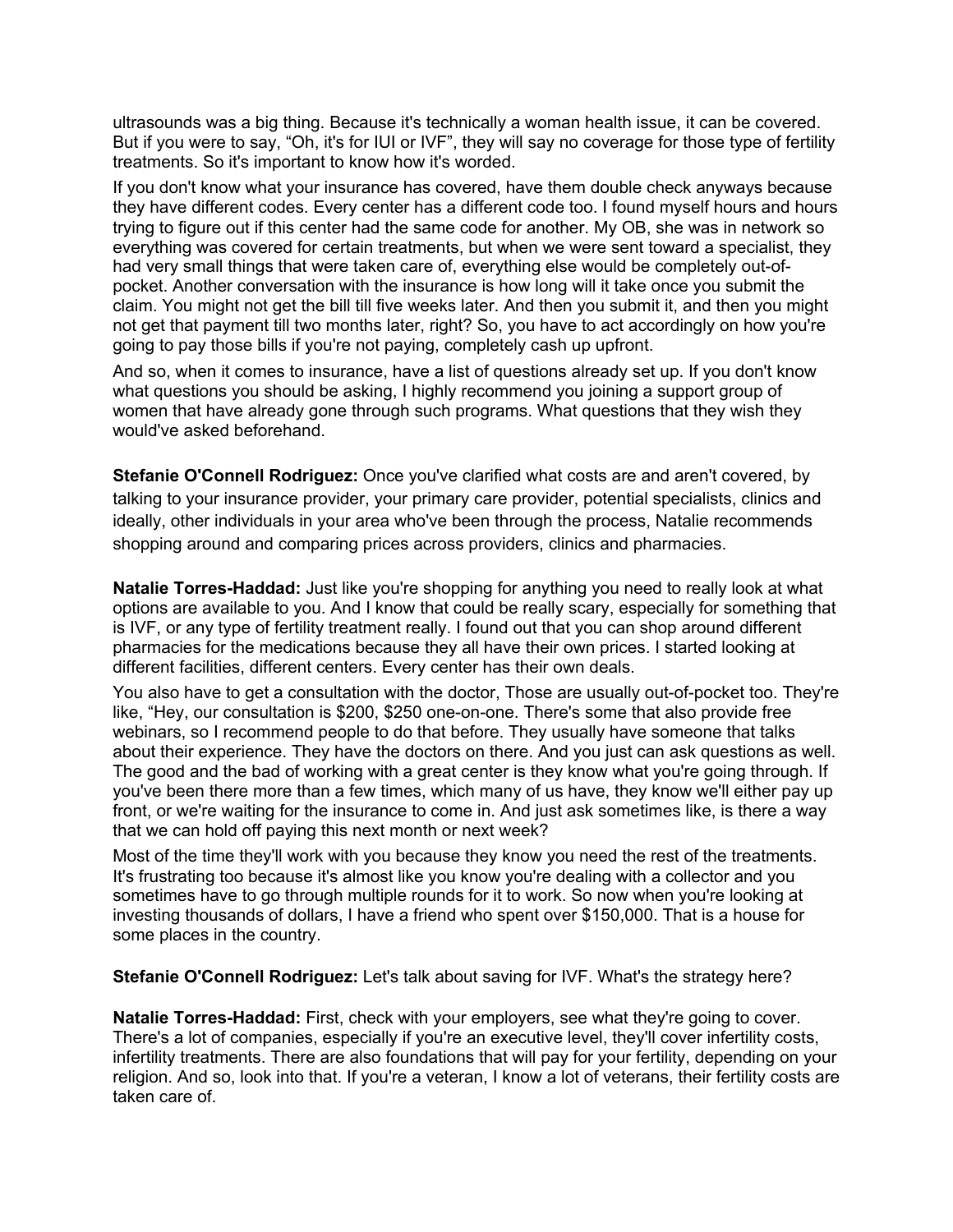ultrasounds was a big thing. Because it's technically a woman health issue, it can be covered. But if you were to say, "Oh, it's for IUI or IVF", they will say no coverage for those type of fertility treatments. So it's important to know how it's worded.

If you don't know what your insurance has covered, have them double check anyways because they have different codes. Every center has a different code too. I found myself hours and hours trying to figure out if this center had the same code for another. My OB, she was in network so everything was covered for certain treatments, but when we were sent toward a specialist, they had very small things that were taken care of, everything else would be completely out-of-pocket. Another conversation with the insurance is how long will it take once you submit the claim. You might not get the bill till five weeks later. And then you submit it, and then you might not get that payment till two months later, right? So, you have to act accordingly on how you're going to pay those bills if you're not paying, completely cash up upfront.

And so, when it comes to insurance, have a list of questions already set up. If you don't know what questions you should be asking, I highly recommend you joining a support group of women that have already gone through such programs. What questions that they wish they would've asked beforehand.

**Stefanie O'Connell Rodriguez:** Once you've clarified what costs are and aren't covered, by talking to your insurance provider, your primary care provider, potential specialists, clinics and ideally, other individuals in your area who've been through the process, Natalie recommends shopping around and comparing prices across providers, clinics and pharmacies.

**Natalie Torres-Haddad:** Just like you're shopping for anything you need to really look at what options are available to you. And I know that could be really scary, especially for something that is IVF, or any type of fertility treatment really. I found out that you can shop around different pharmacies for the medications because they all have their own prices. I started looking at different facilities, different centers. Every center has their own deals.

You also have to get a consultation with the doctor, Those are usually out-of-pocket too. They're like, "Hey, our consultation is $200, $250 one-on-one. There's some that also provide free webinars, so I recommend people to do that before. They usually have someone that talks about their experience. They have the doctors on there. And you just can ask questions as well. The good and the bad of working with a great center is they know what you're going through. If you've been there more than a few times, which many of us have, they know we'll either pay up front, or we're waiting for the insurance to come in. And just ask sometimes like, is there a way that we can hold off paying this next month or next week?

Most of the time they'll work with you because they know you need the rest of the treatments. It's frustrating too because it's almost like you know you're dealing with a collector and you sometimes have to go through multiple rounds for it to work. So now when you're looking at investing thousands of dollars, I have a friend who spent over $150,000. That is a house for some places in the country.

**Stefanie O'Connell Rodriguez:** Let's talk about saving for IVF. What's the strategy here?

**Natalie Torres-Haddad:** First, check with your employers, see what they're going to cover. There's a lot of companies, especially if you're an executive level, they'll cover infertility costs, infertility treatments. There are also foundations that will pay for your fertility, depending on your religion. And so, look into that. If you're a veteran, I know a lot of veterans, their fertility costs are taken care of.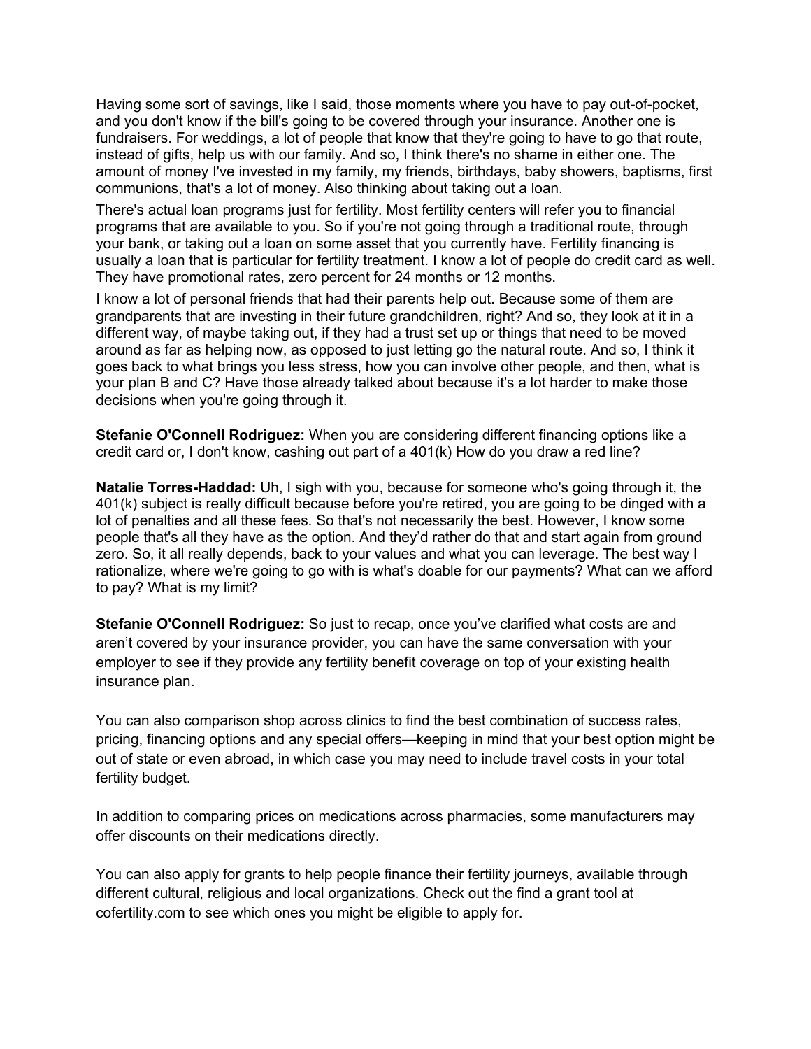Having some sort of savings, like I said, those moments where you have to pay out-of-pocket, and you don't know if the bill's going to be covered through your insurance. Another one is fundraisers. For weddings, a lot of people that know that they're going to have to go that route, instead of gifts, help us with our family. And so, I think there's no shame in either one. The amount of money I've invested in my family, my friends, birthdays, baby showers, baptisms, first communions, that's a lot of money. Also thinking about taking out a loan.

There's actual loan programs just for fertility. Most fertility centers will refer you to financial programs that are available to you. So if you're not going through a traditional route, through your bank, or taking out a loan on some asset that you currently have. Fertility financing is usually a loan that is particular for fertility treatment. I know a lot of people do credit card as well. They have promotional rates, zero percent for 24 months or 12 months.

I know a lot of personal friends that had their parents help out. Because some of them are grandparents that are investing in their future grandchildren, right? And so, they look at it in a different way, of maybe taking out, if they had a trust set up or things that need to be moved around as far as helping now, as opposed to just letting go the natural route. And so, I think it goes back to what brings you less stress, how you can involve other people, and then, what is your plan B and C? Have those already talked about because it's a lot harder to make those decisions when you're going through it.

**Stefanie O'Connell Rodriguez:** When you are considering different financing options like a credit card or, I don't know, cashing out part of a 401(k) How do you draw a red line?

**Natalie Torres-Haddad:** Uh, I sigh with you, because for someone who's going through it, the 401(k) subject is really difficult because before you're retired, you are going to be dinged with a lot of penalties and all these fees. So that's not necessarily the best. However, I know some people that's all they have as the option. And they'd rather do that and start again from ground zero. So, it all really depends, back to your values and what you can leverage. The best way I rationalize, where we're going to go with is what's doable for our payments? What can we afford to pay? What is my limit?

**Stefanie O'Connell Rodriguez:** So just to recap, once you've clarified what costs are and aren't covered by your insurance provider, you can have the same conversation with your employer to see if they provide any fertility benefit coverage on top of your existing health insurance plan.

You can also comparison shop across clinics to find the best combination of success rates, pricing, financing options and any special offers—keeping in mind that your best option might be out of state or even abroad, in which case you may need to include travel costs in your total fertility budget.

In addition to comparing prices on medications across pharmacies, some manufacturers may offer discounts on their medications directly.

You can also apply for grants to help people finance their fertility journeys, available through different cultural, religious and local organizations. Check out the find a grant tool at cofertility.com to see which ones you might be eligible to apply for.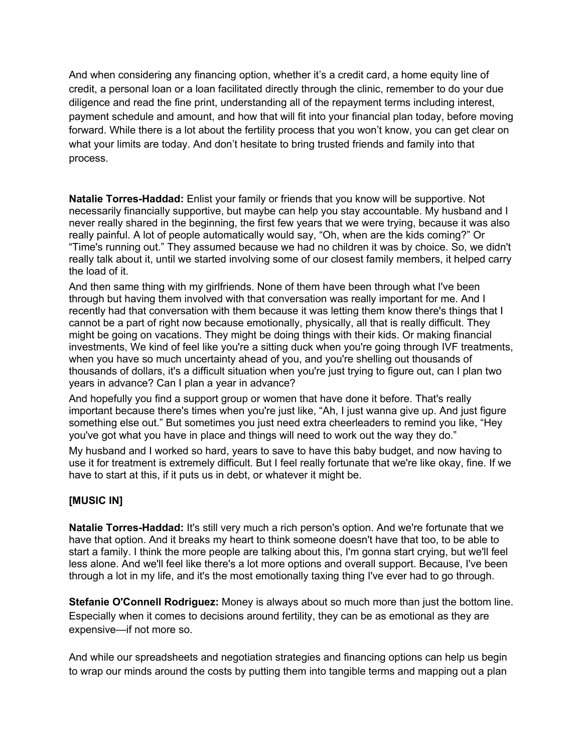And when considering any financing option, whether it's a credit card, a home equity line of credit, a personal loan or a loan facilitated directly through the clinic, remember to do your due diligence and read the fine print, understanding all of the repayment terms including interest, payment schedule and amount, and how that will fit into your financial plan today, before moving forward. While there is a lot about the fertility process that you won't know, you can get clear on what your limits are today. And don't hesitate to bring trusted friends and family into that process.

**Natalie Torres-Haddad:** Enlist your family or friends that you know will be supportive. Not necessarily financially supportive, but maybe can help you stay accountable. My husband and I never really shared in the beginning, the first few years that we were trying, because it was also really painful. A lot of people automatically would say, "Oh, when are the kids coming?" Or "Time's running out." They assumed because we had no children it was by choice. So, we didn't really talk about it, until we started involving some of our closest family members, it helped carry the load of it.

And then same thing with my girlfriends. None of them have been through what I've been through but having them involved with that conversation was really important for me. And I recently had that conversation with them because it was letting them know there's things that I cannot be a part of right now because emotionally, physically, all that is really difficult. They might be going on vacations. They might be doing things with their kids. Or making financial investments, We kind of feel like you're a sitting duck when you're going through IVF treatments, when you have so much uncertainty ahead of you, and you're shelling out thousands of thousands of dollars, it's a difficult situation when you're just trying to figure out, can I plan two years in advance? Can I plan a year in advance?

And hopefully you find a support group or women that have done it before. That's really important because there's times when you're just like, "Ah, I just wanna give up. And just figure something else out." But sometimes you just need extra cheerleaders to remind you like, "Hey you've got what you have in place and things will need to work out the way they do."

My husband and I worked so hard, years to save to have this baby budget, and now having to use it for treatment is extremely difficult. But I feel really fortunate that we're like okay, fine. If we have to start at this, if it puts us in debt, or whatever it might be.

**[MUSIC IN]**

**Natalie Torres-Haddad:** It's still very much a rich person's option. And we're fortunate that we have that option. And it breaks my heart to think someone doesn't have that too, to be able to start a family. I think the more people are talking about this, I'm gonna start crying, but we'll feel less alone. And we'll feel like there's a lot more options and overall support. Because, I've been through a lot in my life, and it's the most emotionally taxing thing I've ever had to go through.

**Stefanie O'Connell Rodriguez:** Money is always about so much more than just the bottom line. Especially when it comes to decisions around fertility, they can be as emotional as they are expensive—if not more so.

And while our spreadsheets and negotiation strategies and financing options can help us begin to wrap our minds around the costs by putting them into tangible terms and mapping out a plan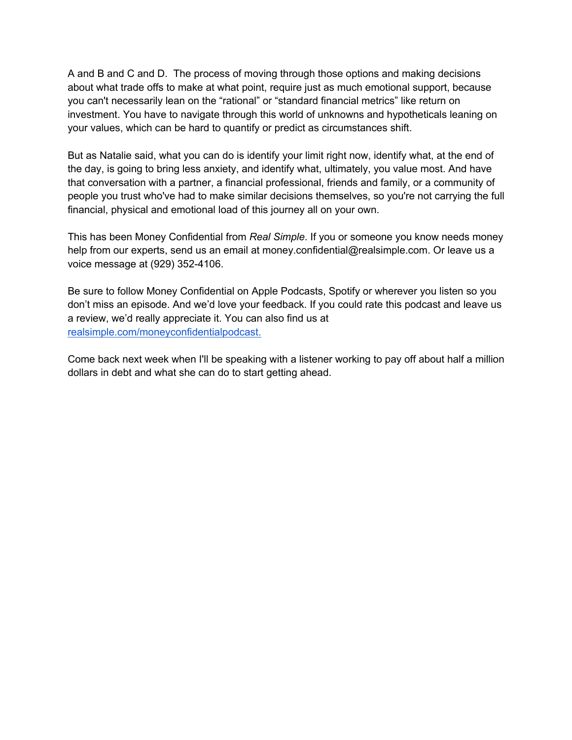A and B and C and D.  The process of moving through those options and making decisions about what trade offs to make at what point, require just as much emotional support, because you can't necessarily lean on the “rational” or “standard financial metrics” like return on investment. You have to navigate through this world of unknowns and hypotheticals leaning on your values, which can be hard to quantify or predict as circumstances shift.

But as Natalie said, what you can do is identify your limit right now, identify what, at the end of the day, is going to bring less anxiety, and identify what, ultimately, you value most. And have that conversation with a partner, a financial professional, friends and family, or a community of people you trust who've had to make similar decisions themselves, so you're not carrying the full financial, physical and emotional load of this journey all on your own.

This has been Money Confidential from *Real Simple*. If you or someone you know needs money help from our experts, send us an email at money.confidential@realsimple.com. Or leave us a voice message at (929) 352-4106.

Be sure to follow Money Confidential on Apple Podcasts, Spotify or wherever you listen so you don’t miss an episode. And we’d love your feedback. If you could rate this podcast and leave us a review, we’d really appreciate it. You can also find us at [realsimple.com/moneyconfidentialpodcast.](realsimple.com/moneyconfidentialpodcast)

Come back next week when I'll be speaking with a listener working to pay off about half a million dollars in debt and what she can do to start getting ahead.